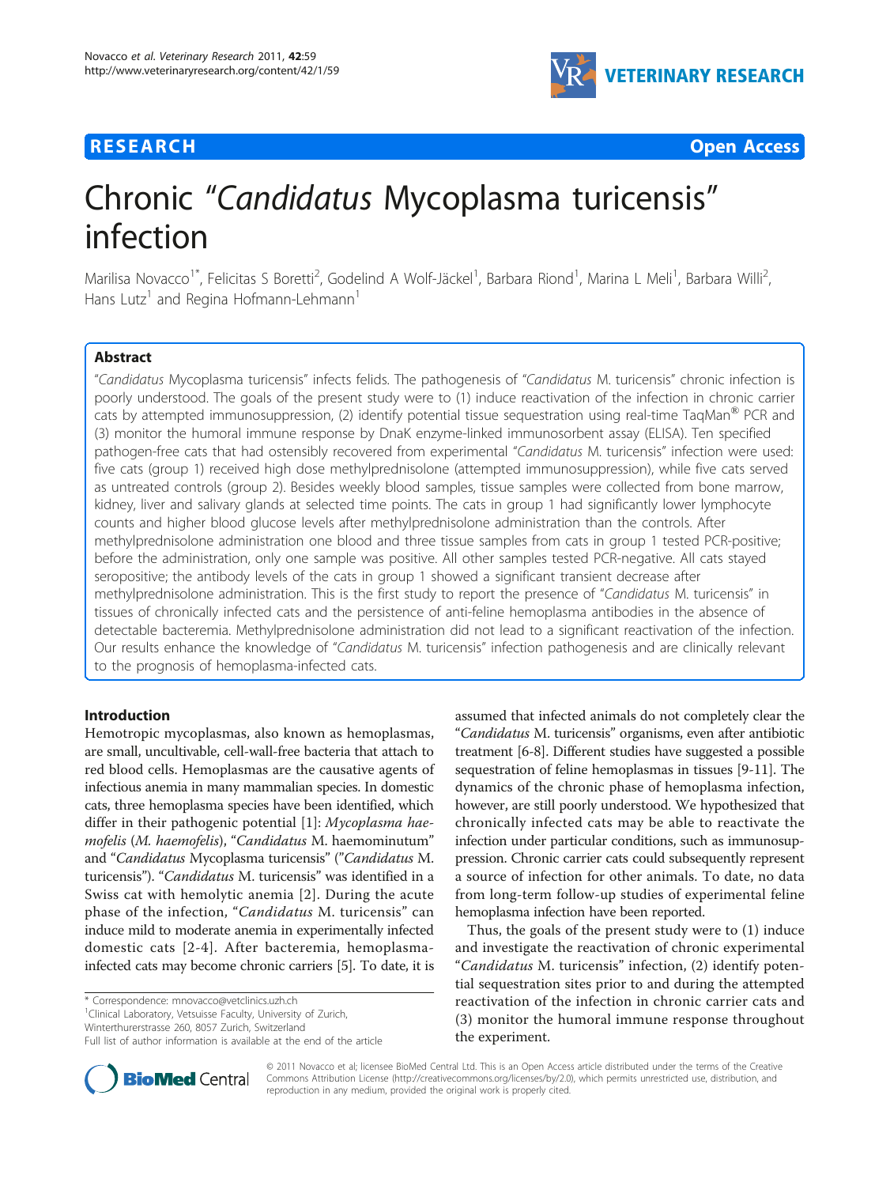RESEARCH Open Access

# Chronic "*Candidatus* Mycoplasma turicensis" infection

Marilisa Novacco[1*], Felicitas S Boretti[2], Godelind A Wolf-Jäckel[1], Barbara Riond[1], Marina L Meli[1], Barbara Willi[2], Hans Lutz[1] and Regina Hofmann-Lehmann[1]

## Abstract

"*Candidatus* Mycoplasma turicensis" infects felids. The pathogenesis of "*Candidatus* M. turicensis" chronic infection is poorly understood. The goals of the present study were to (1) induce reactivation of the infection in chronic carrier cats by attempted immunosuppression, (2) identify potential tissue sequestration using real-time TaqMan® PCR and (3) monitor the humoral immune response by DnaK enzyme-linked immunosorbent assay (ELISA). Ten specified pathogen-free cats that had ostensibly recovered from experimental "*Candidatus* M. turicensis" infection were used: five cats (group 1) received high dose methylprednisolone (attempted immunosuppression), while five cats served as untreated controls (group 2). Besides weekly blood samples, tissue samples were collected from bone marrow, kidney, liver and salivary glands at selected time points. The cats in group 1 had significantly lower lymphocyte counts and higher blood glucose levels after methylprednisolone administration than the controls. After methylprednisolone administration one blood and three tissue samples from cats in group 1 tested PCR-positive; before the administration, only one sample was positive. All other samples tested PCR-negative. All cats stayed seropositive; the antibody levels of the cats in group 1 showed a significant transient decrease after methylprednisolone administration. This is the first study to report the presence of "*Candidatus* M. turicensis" in tissues of chronically infected cats and the persistence of anti-feline hemoplasma antibodies in the absence of detectable bacteremia. Methylprednisolone administration did not lead to a significant reactivation of the infection. Our results enhance the knowledge of "*Candidatus* M. turicensis" infection pathogenesis and are clinically relevant to the prognosis of hemoplasma-infected cats.

## Introduction

Hemotropic mycoplasmas, also known as hemoplasmas, are small, uncultivable, cell-wall-free bacteria that attach to red blood cells. Hemoplasmas are the causative agents of infectious anemia in many mammalian species. In domestic cats, three hemoplasma species have been identified, which differ in their pathogenic potential [1]: *Mycoplasma haemofelis* (*M. haemofelis*), "*Candidatus* M. haemominutum" and "*Candidatus* Mycoplasma turicensis" ("*Candidatus* M. turicensis"). "*Candidatus* M. turicensis" was identified in a Swiss cat with hemolytic anemia [2]. During the acute phase of the infection, "*Candidatus* M. turicensis" can induce mild to moderate anemia in experimentally infected domestic cats [2-4]. After bacteremia, hemoplasma-infected cats may become chronic carriers [5]. To date, it is assumed that infected animals do not completely clear the "*Candidatus* M. turicensis" organisms, even after antibiotic treatment [6-8]. Different studies have suggested a possible sequestration of feline hemoplasmas in tissues [9-11]. The dynamics of the chronic phase of hemoplasma infection, however, are still poorly understood. We hypothesized that chronically infected cats may be able to reactivate the infection under particular conditions, such as immunosuppression. Chronic carrier cats could subsequently represent a source of infection for other animals. To date, no data from long-term follow-up studies of experimental feline hemoplasma infection have been reported.

Thus, the goals of the present study were to (1) induce and investigate the reactivation of chronic experimental "*Candidatus* M. turicensis" infection, (2) identify potential sequestration sites prior to and during the attempted reactivation of the infection in chronic carrier cats and (3) monitor the humoral immune response throughout the experiment.

\* Correspondence: mnovacco@vetclinics.uzh.ch
[1]Clinical Laboratory, Vetsuisse Faculty, University of Zurich, Winterthurerstrasse 260, 8057 Zurich, Switzerland
Full list of author information is available at the end of the article

© 2011 Novacco et al; licensee BioMed Central Ltd. This is an Open Access article distributed under the terms of the Creative Commons Attribution License (http://creativecommons.org/licenses/by/2.0), which permits unrestricted use, distribution, and reproduction in any medium, provided the original work is properly cited.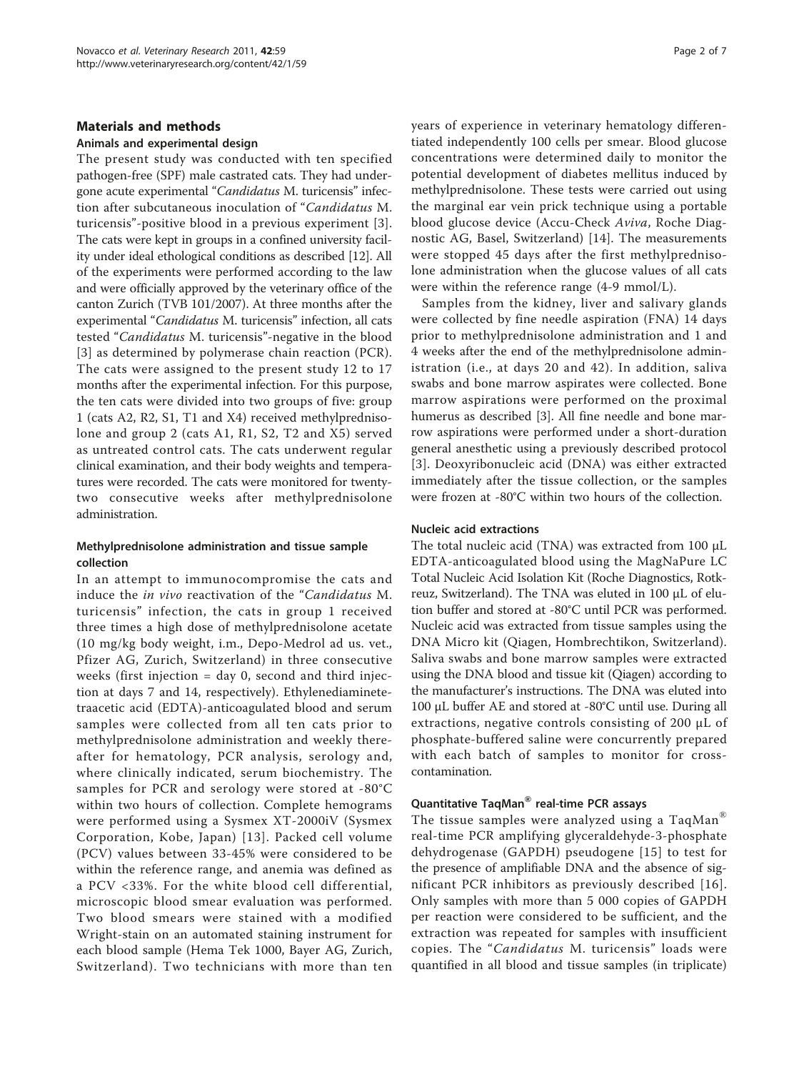## Materials and methods

### Animals and experimental design

The present study was conducted with ten specified pathogen-free (SPF) male castrated cats. They had undergone acute experimental "*Candidatus* M. turicensis" infection after subcutaneous inoculation of "*Candidatus* M. turicensis"-positive blood in a previous experiment [3]. The cats were kept in groups in a confined university facility under ideal ethological conditions as described [12]. All of the experiments were performed according to the law and were officially approved by the veterinary office of the canton Zurich (TVB 101/2007). At three months after the experimental "*Candidatus* M. turicensis" infection, all cats tested "*Candidatus* M. turicensis"-negative in the blood [3] as determined by polymerase chain reaction (PCR). The cats were assigned to the present study 12 to 17 months after the experimental infection. For this purpose, the ten cats were divided into two groups of five: group 1 (cats A2, R2, S1, T1 and X4) received methylprednisolone and group 2 (cats A1, R1, S2, T2 and X5) served as untreated control cats. The cats underwent regular clinical examination, and their body weights and temperatures were recorded. The cats were monitored for twenty-two consecutive weeks after methylprednisolone administration.

### Methylprednisolone administration and tissue sample collection

In an attempt to immunocompromise the cats and induce the *in vivo* reactivation of the "*Candidatus* M. turicensis" infection, the cats in group 1 received three times a high dose of methylprednisolone acetate (10 mg/kg body weight, i.m., Depo-Medrol ad us. vet., Pfizer AG, Zurich, Switzerland) in three consecutive weeks (first injection = day 0, second and third injection at days 7 and 14, respectively). Ethylenediaminetetraacetic acid (EDTA)-anticoagulated blood and serum samples were collected from all ten cats prior to methylprednisolone administration and weekly thereafter for hematology, PCR analysis, serology and, where clinically indicated, serum biochemistry. The samples for PCR and serology were stored at -80°C within two hours of collection. Complete hemograms were performed using a Sysmex XT-2000iV (Sysmex Corporation, Kobe, Japan) [13]. Packed cell volume (PCV) values between 33-45% were considered to be within the reference range, and anemia was defined as a PCV <33%. For the white blood cell differential, microscopic blood smear evaluation was performed. Two blood smears were stained with a modified Wright-stain on an automated staining instrument for each blood sample (Hema Tek 1000, Bayer AG, Zurich, Switzerland). Two technicians with more than ten years of experience in veterinary hematology differentiated independently 100 cells per smear. Blood glucose concentrations were determined daily to monitor the potential development of diabetes mellitus induced by methylprednisolone. These tests were carried out using the marginal ear vein prick technique using a portable blood glucose device (Accu-Check *Aviva*, Roche Diagnostic AG, Basel, Switzerland) [14]. The measurements were stopped 45 days after the first methylprednisolone administration when the glucose values of all cats were within the reference range (4-9 mmol/L).

Samples from the kidney, liver and salivary glands were collected by fine needle aspiration (FNA) 14 days prior to methylprednisolone administration and 1 and 4 weeks after the end of the methylprednisolone administration (i.e., at days 20 and 42). In addition, saliva swabs and bone marrow aspirates were collected. Bone marrow aspirations were performed on the proximal humerus as described [3]. All fine needle and bone marrow aspirations were performed under a short-duration general anesthetic using a previously described protocol [3]. Deoxyribonucleic acid (DNA) was either extracted immediately after the tissue collection, or the samples were frozen at -80°C within two hours of the collection.

### Nucleic acid extractions

The total nucleic acid (TNA) was extracted from 100 μL EDTA-anticoagulated blood using the MagNaPure LC Total Nucleic Acid Isolation Kit (Roche Diagnostics, Rotkreuz, Switzerland). The TNA was eluted in 100 μL of elution buffer and stored at -80°C until PCR was performed. Nucleic acid was extracted from tissue samples using the DNA Micro kit (Qiagen, Hombrechtikon, Switzerland). Saliva swabs and bone marrow samples were extracted using the DNA blood and tissue kit (Qiagen) according to the manufacturer's instructions. The DNA was eluted into 100 μL buffer AE and stored at -80°C until use. During all extractions, negative controls consisting of 200 μL of phosphate-buffered saline were concurrently prepared with each batch of samples to monitor for cross-contamination.

### Quantitative TaqMan® real-time PCR assays

The tissue samples were analyzed using a TaqMan® real-time PCR amplifying glyceraldehyde-3-phosphate dehydrogenase (GAPDH) pseudogene [15] to test for the presence of amplifiable DNA and the absence of significant PCR inhibitors as previously described [16]. Only samples with more than 5 000 copies of GAPDH per reaction were considered to be sufficient, and the extraction was repeated for samples with insufficient copies. The "*Candidatus* M. turicensis" loads were quantified in all blood and tissue samples (in triplicate)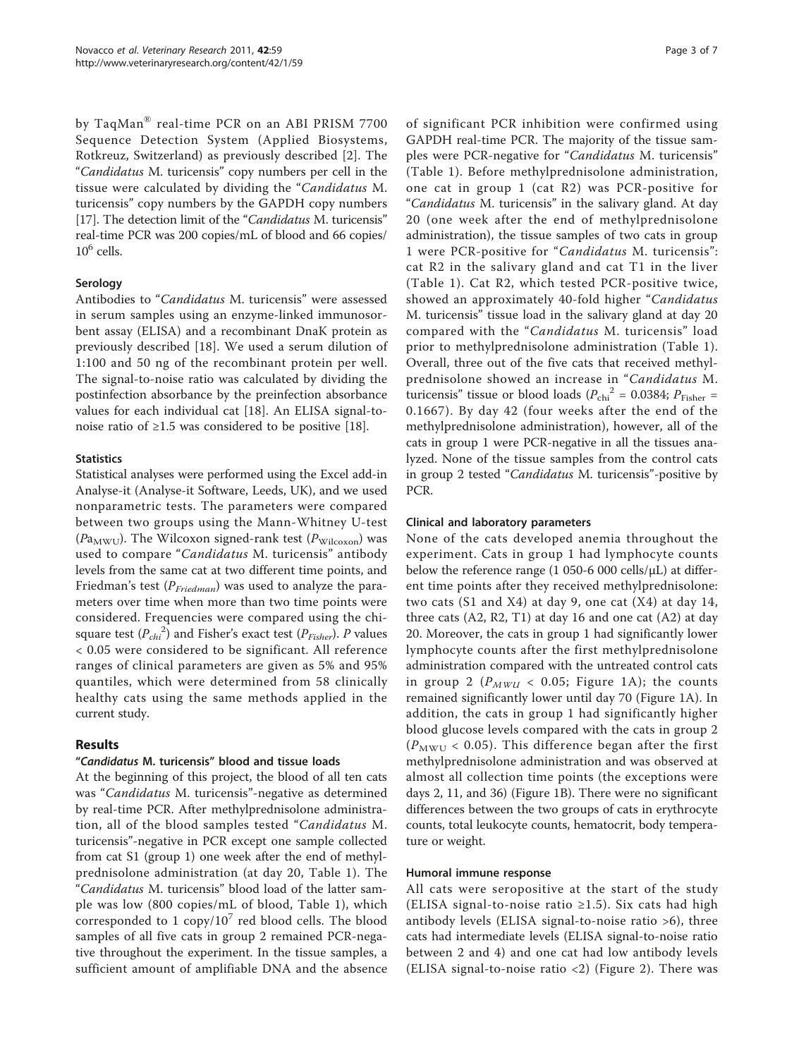by TaqMan® real-time PCR on an ABI PRISM 7700 Sequence Detection System (Applied Biosystems, Rotkreuz, Switzerland) as previously described [2]. The "*Candidatus* M. turicensis" copy numbers per cell in the tissue were calculated by dividing the "*Candidatus* M. turicensis" copy numbers by the GAPDH copy numbers [17]. The detection limit of the "*Candidatus* M. turicensis" real-time PCR was 200 copies/mL of blood and 66 copies/$10^6$ cells.

### Serology

Antibodies to "*Candidatus* M. turicensis" were assessed in serum samples using an enzyme-linked immunosorbent assay (ELISA) and a recombinant DnaK protein as previously described [18]. We used a serum dilution of 1:100 and 50 ng of the recombinant protein per well. The signal-to-noise ratio was calculated by dividing the postinfection absorbance by the preinfection absorbance values for each individual cat [18]. An ELISA signal-to-noise ratio of ≥1.5 was considered to be positive [18].

### Statistics

Statistical analyses were performed using the Excel add-in Analyse-it (Analyse-it Software, Leeds, UK), and we used nonparametric tests. The parameters were compared between two groups using the Mann-Whitney U-test ($Pa_{MWU}$). The Wilcoxon signed-rank test ($P_{Wilcoxon}$) was used to compare "*Candidatus* M. turicensis" antibody levels from the same cat at two different time points, and Friedman's test ($P_{Friedman}$) was used to analyze the parameters over time when more than two time points were considered. Frequencies were compared using the chi-square test ($P_{chi}^2$) and Fisher's exact test ($P_{Fisher}$). $P$ values < 0.05 were considered to be significant. All reference ranges of clinical parameters are given as 5% and 95% quantiles, which were determined from 58 clinically healthy cats using the same methods applied in the current study.

## Results

### "*Candidatus* M. turicensis" blood and tissue loads

At the beginning of this project, the blood of all ten cats was "*Candidatus* M. turicensis"-negative as determined by real-time PCR. After methylprednisolone administration, all of the blood samples tested "*Candidatus* M. turicensis"-negative in PCR except one sample collected from cat S1 (group 1) one week after the end of methylprednisolone administration (at day 20, Table 1). The "*Candidatus* M. turicensis" blood load of the latter sample was low (800 copies/mL of blood, Table 1), which corresponded to 1 copy/$10^7$ red blood cells. The blood samples of all five cats in group 2 remained PCR-negative throughout the experiment. In the tissue samples, a sufficient amount of amplifiable DNA and the absence of significant PCR inhibition were confirmed using GAPDH real-time PCR. The majority of the tissue samples were PCR-negative for "*Candidatus* M. turicensis" (Table 1). Before methylprednisolone administration, one cat in group 1 (cat R2) was PCR-positive for "*Candidatus* M. turicensis" in the salivary gland. At day 20 (one week after the end of methylprednisolone administration), the tissue samples of two cats in group 1 were PCR-positive for "*Candidatus* M. turicensis": cat R2 in the salivary gland and cat T1 in the liver (Table 1). Cat R2, which tested PCR-positive twice, showed an approximately 40-fold higher "*Candidatus* M. turicensis" tissue load in the salivary gland at day 20 compared with the "*Candidatus* M. turicensis" load prior to methylprednisolone administration (Table 1). Overall, three out of the five cats that received methylprednisolone showed an increase in "*Candidatus* M. turicensis" tissue or blood loads ($P_{chi}^2$ = 0.0384; $P_{Fisher}$ = 0.1667). By day 42 (four weeks after the end of the methylprednisolone administration), however, all of the cats in group 1 were PCR-negative in all the tissues analyzed. None of the tissue samples from the control cats in group 2 tested "*Candidatus* M. turicensis"-positive by PCR.

### Clinical and laboratory parameters

None of the cats developed anemia throughout the experiment. Cats in group 1 had lymphocyte counts below the reference range (1 050-6 000 cells/μL) at different time points after they received methylprednisolone: two cats (S1 and X4) at day 9, one cat (X4) at day 14, three cats (A2, R2, T1) at day 16 and one cat (A2) at day 20. Moreover, the cats in group 1 had significantly lower lymphocyte counts after the first methylprednisolone administration compared with the untreated control cats in group 2 ($P_{MWU}$ < 0.05; Figure 1A); the counts remained significantly lower until day 70 (Figure 1A). In addition, the cats in group 1 had significantly higher blood glucose levels compared with the cats in group 2 ($P_{MWU}$ < 0.05). This difference began after the first methylprednisolone administration and was observed at almost all collection time points (the exceptions were days 2, 11, and 36) (Figure 1B). There were no significant differences between the two groups of cats in erythrocyte counts, total leukocyte counts, hematocrit, body temperature or weight.

### Humoral immune response

All cats were seropositive at the start of the study (ELISA signal-to-noise ratio ≥1.5). Six cats had high antibody levels (ELISA signal-to-noise ratio >6), three cats had intermediate levels (ELISA signal-to-noise ratio between 2 and 4) and one cat had low antibody levels (ELISA signal-to-noise ratio <2) (Figure 2). There was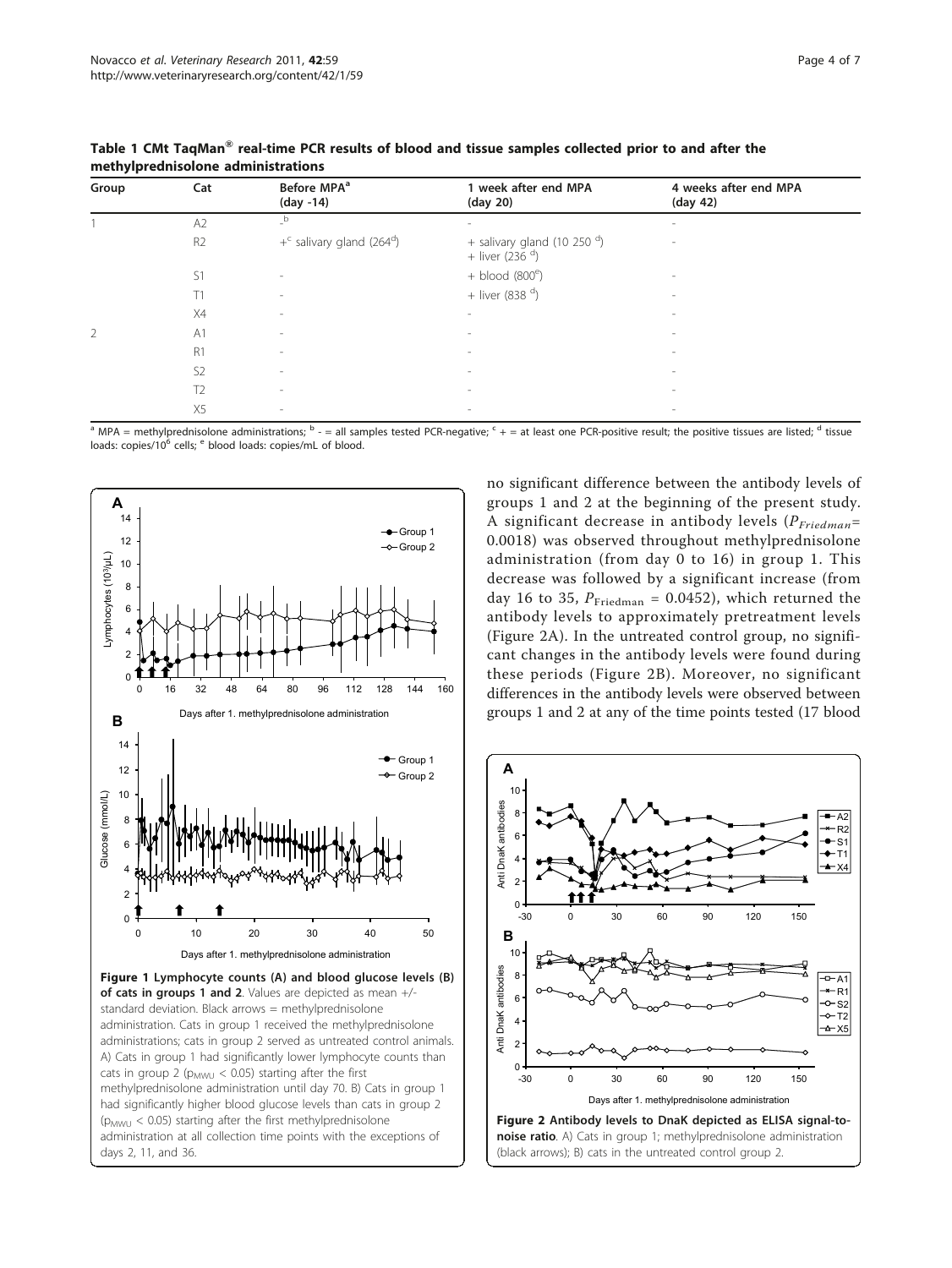**Table 1 CMt TaqMan® real-time PCR results of blood and tissue samples collected prior to and after the methylprednisolone administrations**

| Group | Cat | Before MPA[a] (day -14) | 1 week after end MPA (day 20) | 4 weeks after end MPA (day 42) |
|---|---|---|---|---|
| 1 | A2 | -[b] | - | - |
| | R2 | +[c] salivary gland (264[d]) | + salivary gland (10 250 [d]) + liver (236 [d]) | - |
| | S1 | - | + blood (800[e]) | - |
| | T1 | - | + liver (838 [d]) | - |
| | X4 | - | - | - |
| 2 | A1 | - | - | - |
| | R1 | - | - | - |
| | S2 | - | - | - |
| | T2 | - | - | - |
| | X5 | - | - | - |

[a] MPA = methylprednisolone administrations; [b] - = all samples tested PCR-negative; [c] + = at least one PCR-positive result; the positive tissues are listed; [d] tissue loads: copies/$10^6$ cells; [e] blood loads: copies/mL of blood.

**Figure 1 Lymphocyte counts (A) and blood glucose levels (B) of cats in groups 1 and 2**. Values are depicted as mean +/- standard deviation. Black arrows = methylprednisolone administration. Cats in group 1 received the methylprednisolone administrations; cats in group 2 served as untreated control animals. A) Cats in group 1 had significantly lower lymphocyte counts than cats in group 2 ($p_{MWU} < 0.05$) starting after the first methylprednisolone administration until day 70. B) Cats in group 1 had significantly higher blood glucose levels than cats in group 2 ($p_{MWU} < 0.05$) starting after the first methylprednisolone administration at all collection time points with the exceptions of days 2, 11, and 36.

no significant difference between the antibody levels of groups 1 and 2 at the beginning of the present study. A significant decrease in antibody levels ($P_{Friedman}$= 0.0018) was observed throughout methylprednisolone administration (from day 0 to 16) in group 1. This decrease was followed by a significant increase (from day 16 to 35, $P_{\text{Friedman}}$ = 0.0452), which returned the antibody levels to approximately pretreatment levels (Figure 2A). In the untreated control group, no significant changes in the antibody levels were found during these periods (Figure 2B). Moreover, no significant differences in the antibody levels were observed between groups 1 and 2 at any of the time points tested (17 blood

**Figure 2 Antibody levels to DnaK depicted as ELISA signal-to-noise ratio**. A) Cats in group 1; methylprednisolone administration (black arrows); B) cats in the untreated control group 2.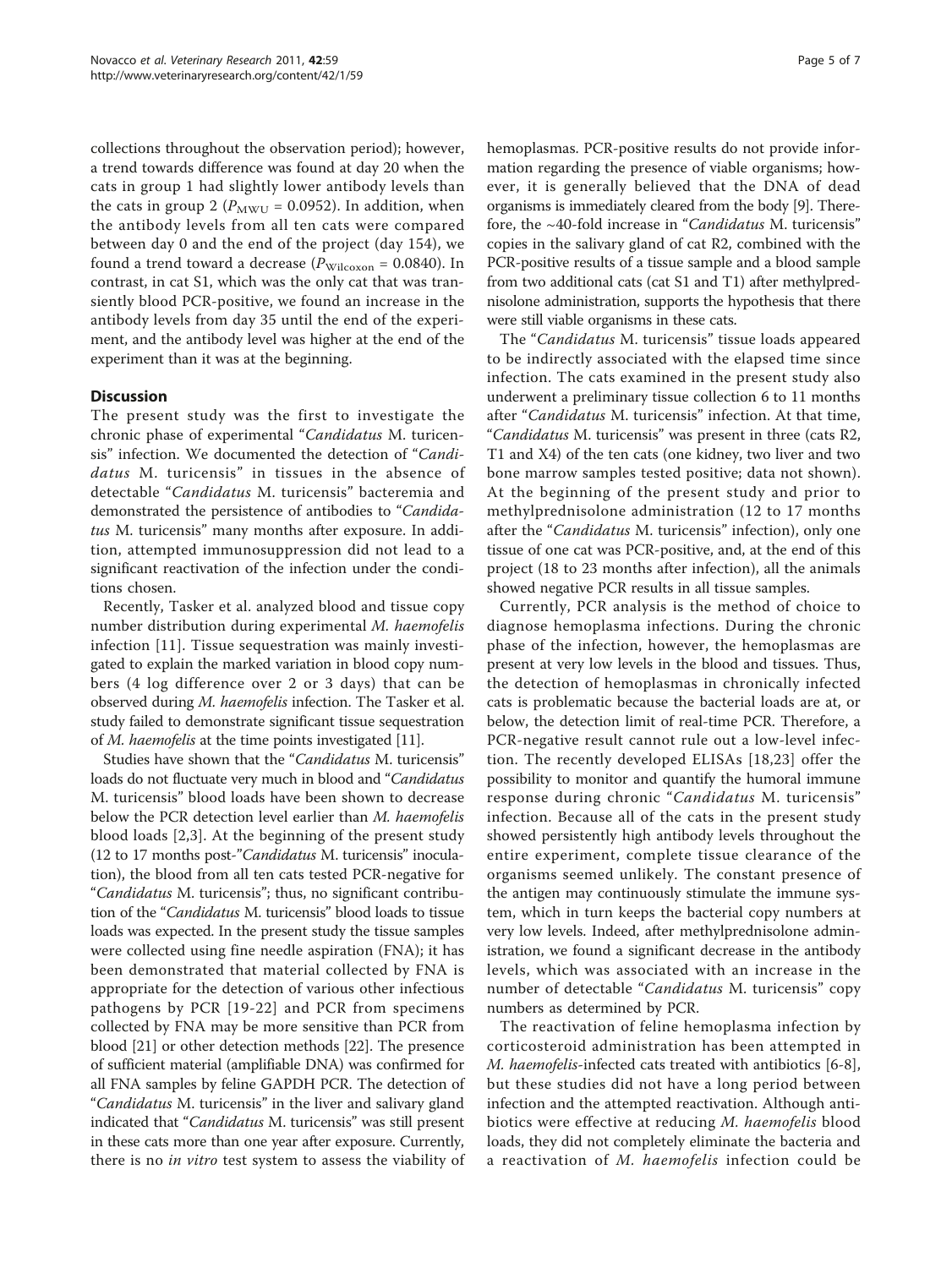collections throughout the observation period); however, a trend towards difference was found at day 20 when the cats in group 1 had slightly lower antibody levels than the cats in group 2 ($P_{MWU} = 0.0952$). In addition, when the antibody levels from all ten cats were compared between day 0 and the end of the project (day 154), we found a trend toward a decrease ($P_{Wilcoxon} = 0.0840$). In contrast, in cat S1, which was the only cat that was transiently blood PCR-positive, we found an increase in the antibody levels from day 35 until the end of the experiment, and the antibody level was higher at the end of the experiment than it was at the beginning.

## Discussion

The present study was the first to investigate the chronic phase of experimental "*Candidatus* M. turicensis" infection. We documented the detection of "*Candidatus* M. turicensis" in tissues in the absence of detectable "*Candidatus* M. turicensis" bacteremia and demonstrated the persistence of antibodies to "*Candidatus* M. turicensis" many months after exposure. In addition, attempted immunosuppression did not lead to a significant reactivation of the infection under the conditions chosen.

Recently, Tasker et al. analyzed blood and tissue copy number distribution during experimental *M. haemofelis* infection [11]. Tissue sequestration was mainly investigated to explain the marked variation in blood copy numbers (4 log difference over 2 or 3 days) that can be observed during *M. haemofelis* infection. The Tasker et al. study failed to demonstrate significant tissue sequestration of *M. haemofelis* at the time points investigated [11].

Studies have shown that the "*Candidatus* M. turicensis" loads do not fluctuate very much in blood and "*Candidatus* M. turicensis" blood loads have been shown to decrease below the PCR detection level earlier than *M. haemofelis* blood loads [2,3]. At the beginning of the present study (12 to 17 months post-"*Candidatus* M. turicensis" inoculation), the blood from all ten cats tested PCR-negative for "*Candidatus* M. turicensis"; thus, no significant contribution of the "*Candidatus* M. turicensis" blood loads to tissue loads was expected. In the present study the tissue samples were collected using fine needle aspiration (FNA); it has been demonstrated that material collected by FNA is appropriate for the detection of various other infectious pathogens by PCR [19-22] and PCR from specimens collected by FNA may be more sensitive than PCR from blood [21] or other detection methods [22]. The presence of sufficient material (amplifiable DNA) was confirmed for all FNA samples by feline GAPDH PCR. The detection of "*Candidatus* M. turicensis" in the liver and salivary gland indicated that "*Candidatus* M. turicensis" was still present in these cats more than one year after exposure. Currently, there is no *in vitro* test system to assess the viability of hemoplasmas. PCR-positive results do not provide information regarding the presence of viable organisms; however, it is generally believed that the DNA of dead organisms is immediately cleared from the body [9]. Therefore, the ~40-fold increase in "*Candidatus* M. turicensis" copies in the salivary gland of cat R2, combined with the PCR-positive results of a tissue sample and a blood sample from two additional cats (cat S1 and T1) after methylprednisolone administration, supports the hypothesis that there were still viable organisms in these cats.

The "*Candidatus* M. turicensis" tissue loads appeared to be indirectly associated with the elapsed time since infection. The cats examined in the present study also underwent a preliminary tissue collection 6 to 11 months after "*Candidatus* M. turicensis" infection. At that time, "*Candidatus* M. turicensis" was present in three (cats R2, T1 and X4) of the ten cats (one kidney, two liver and two bone marrow samples tested positive; data not shown). At the beginning of the present study and prior to methylprednisolone administration (12 to 17 months after the "*Candidatus* M. turicensis" infection), only one tissue of one cat was PCR-positive, and, at the end of this project (18 to 23 months after infection), all the animals showed negative PCR results in all tissue samples.

Currently, PCR analysis is the method of choice to diagnose hemoplasma infections. During the chronic phase of the infection, however, the hemoplasmas are present at very low levels in the blood and tissues. Thus, the detection of hemoplasmas in chronically infected cats is problematic because the bacterial loads are at, or below, the detection limit of real-time PCR. Therefore, a PCR-negative result cannot rule out a low-level infection. The recently developed ELISAs [18,23] offer the possibility to monitor and quantify the humoral immune response during chronic "*Candidatus* M. turicensis" infection. Because all of the cats in the present study showed persistently high antibody levels throughout the entire experiment, complete tissue clearance of the organisms seemed unlikely. The constant presence of the antigen may continuously stimulate the immune system, which in turn keeps the bacterial copy numbers at very low levels. Indeed, after methylprednisolone administration, we found a significant decrease in the antibody levels, which was associated with an increase in the number of detectable "*Candidatus* M. turicensis" copy numbers as determined by PCR.

The reactivation of feline hemoplasma infection by corticosteroid administration has been attempted in *M. haemofelis*-infected cats treated with antibiotics [6-8], but these studies did not have a long period between infection and the attempted reactivation. Although antibiotics were effective at reducing *M. haemofelis* blood loads, they did not completely eliminate the bacteria and a reactivation of *M. haemofelis* infection could be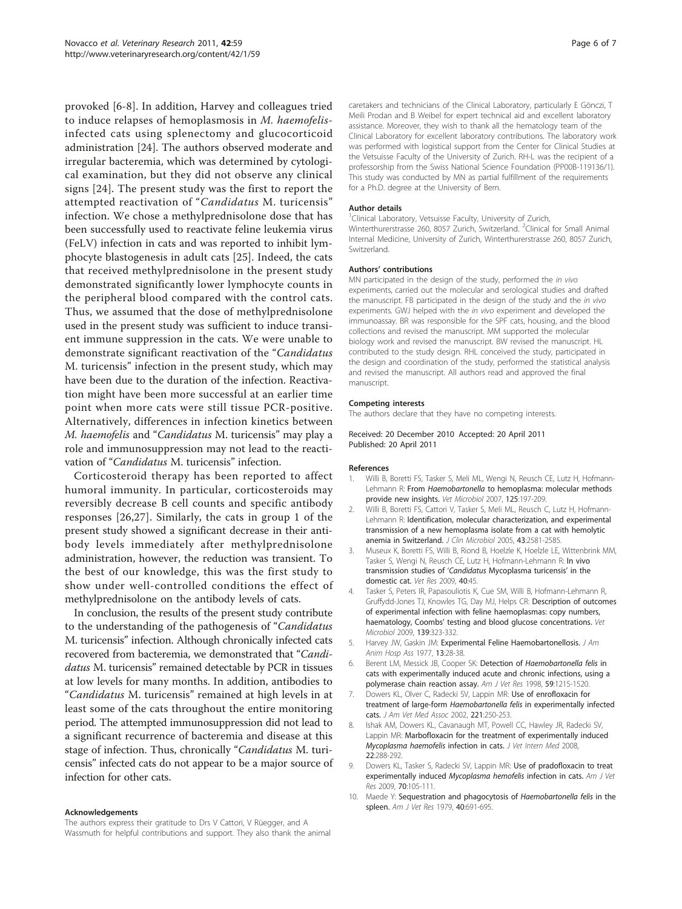provoked [6-8]. In addition, Harvey and colleagues tried to induce relapses of hemoplasmosis in *M. haemofelis*-infected cats using splenectomy and glucocorticoid administration [24]. The authors observed moderate and irregular bacteremia, which was determined by cytological examination, but they did not observe any clinical signs [24]. The present study was the first to report the attempted reactivation of "*Candidatus* M. turicensis" infection. We chose a methylprednisolone dose that has been successfully used to reactivate feline leukemia virus (FeLV) infection in cats and was reported to inhibit lymphocyte blastogenesis in adult cats [25]. Indeed, the cats that received methylprednisolone in the present study demonstrated significantly lower lymphocyte counts in the peripheral blood compared with the control cats. Thus, we assumed that the dose of methylprednisolone used in the present study was sufficient to induce transient immune suppression in the cats. We were unable to demonstrate significant reactivation of the "*Candidatus* M. turicensis" infection in the present study, which may have been due to the duration of the infection. Reactivation might have been more successful at an earlier time point when more cats were still tissue PCR-positive. Alternatively, differences in infection kinetics between *M. haemofelis* and "*Candidatus* M. turicensis" may play a role and immunosuppression may not lead to the reactivation of "*Candidatus* M. turicensis" infection.

Corticosteroid therapy has been reported to affect humoral immunity. In particular, corticosteroids may reversibly decrease B cell counts and specific antibody responses [26,27]. Similarly, the cats in group 1 of the present study showed a significant decrease in their antibody levels immediately after methylprednisolone administration, however, the reduction was transient. To the best of our knowledge, this was the first study to show under well-controlled conditions the effect of methylprednisolone on the antibody levels of cats.

In conclusion, the results of the present study contribute to the understanding of the pathogenesis of "*Candidatus* M. turicensis" infection. Although chronically infected cats recovered from bacteremia, we demonstrated that "*Candidatus* M. turicensis" remained detectable by PCR in tissues at low levels for many months. In addition, antibodies to "*Candidatus* M. turicensis" remained at high levels in at least some of the cats throughout the entire monitoring period. The attempted immunosuppression did not lead to a significant recurrence of bacteremia and disease at this stage of infection. Thus, chronically "*Candidatus* M. turicensis" infected cats do not appear to be a major source of infection for other cats.

#### Acknowledgements

The authors express their gratitude to Drs V Cattori, V Rüegger, and A Wassmuth for helpful contributions and support. They also thank the animal caretakers and technicians of the Clinical Laboratory, particularly E Gönczi, T Meili Prodan and B Weibel for expert technical aid and excellent laboratory assistance. Moreover, they wish to thank all the hematology team of the Clinical Laboratory for excellent laboratory contributions. The laboratory work was performed with logistical support from the Center for Clinical Studies at the Vetsuisse Faculty of the University of Zurich. RH-L was the recipient of a professorship from the Swiss National Science Foundation (PP00B-119136/1). This study was conducted by MN as partial fulfillment of the requirements for a Ph.D. degree at the University of Bern.

#### Author details

[1]Clinical Laboratory, Vetsuisse Faculty, University of Zurich, Winterthurerstrasse 260, 8057 Zurich, Switzerland. [2]Clinical for Small Animal Internal Medicine, University of Zurich, Winterthurerstrasse 260, 8057 Zurich, Switzerland.

#### Authors' contributions

MN participated in the design of the study, performed the *in vivo* experiments, carried out the molecular and serological studies and drafted the manuscript. FB participated in the design of the study and the *in vivo* experiments. GWJ helped with the *in vivo* experiment and developed the immunoassay. BR was responsible for the SPF cats, housing, and the blood collections and revised the manuscript. MM supported the molecular biology work and revised the manuscript. BW revised the manuscript. HL contributed to the study design. RHL conceived the study, participated in the design and coordination of the study, performed the statistical analysis and revised the manuscript. All authors read and approved the final manuscript.

#### Competing interests

The authors declare that they have no competing interests.

Received: 20 December 2010 Accepted: 20 April 2011
Published: 20 April 2011

#### References

1. Willi B, Boretti FS, Tasker S, Meli ML, Wengi N, Reusch CE, Lutz H, Hofmann-Lehmann R: **From *Haemobartonella* to hemoplasma: molecular methods provide new insights.** *Vet Microbiol* 2007, **125**:197-209.
2. Willi B, Boretti FS, Cattori V, Tasker S, Meli ML, Reusch C, Lutz H, Hofmann-Lehmann R: **Identification, molecular characterization, and experimental transmission of a new hemoplasma isolate from a cat with hemolytic anemia in Switzerland.** *J Clin Microbiol* 2005, **43**:2581-2585.
3. Museux K, Boretti FS, Willi B, Riond B, Hoelzle K, Hoelzle LE, Wittenbrink MM, Tasker S, Wengi N, Reusch CE, Lutz H, Hofmann-Lehmann R: **In vivo transmission studies of '*Candidatus* Mycoplasma turicensis' in the domestic cat.** *Vet Res* 2009, **40**:45.
4. Tasker S, Peters IR, Papasouliotis K, Cue SM, Willi B, Hofmann-Lehmann R, Gruffydd-Jones TJ, Knowles TG, Day MJ, Helps CR: **Description of outcomes of experimental infection with feline haemoplasmas: copy numbers, haematology, Coombs' testing and blood glucose concentrations.** *Vet Microbiol* 2009, **139**:323-332.
5. Harvey JW, Gaskin JM: **Experimental Feline Haemobartonellosis.** *J Am Anim Hosp Ass* 1977, **13**:28-38.
6. Berent LM, Messick JB, Cooper SK: **Detection of *Haemobartonella felis* in cats with experimentally induced acute and chronic infections, using a polymerase chain reaction assay.** *Am J Vet Res* 1998, **59**:1215-1520.
7. Dowers KL, Olver C, Radecki SV, Lappin MR: **Use of enrofloxacin for treatment of large-form *Haemobartonella felis* in experimentally infected cats.** *J Am Vet Med Assoc* 2002, **221**:250-253.
8. Ishak AM, Dowers KL, Cavanaugh MT, Powell CC, Hawley JR, Radecki SV, Lappin MR: **Marbofloxacin for the treatment of experimentally induced *Mycoplasma haemofelis* infection in cats.** *J Vet Intern Med* 2008, **22**:288-292.
9. Dowers KL, Tasker S, Radecki SV, Lappin MR: **Use of pradofloxacin to treat experimentally induced *Mycoplasma hemofelis* infection in cats.** *Am J Vet Res* 2009, **70**:105-111.
10. Maede Y: **Sequestration and phagocytosis of *Haemobartonella felis* in the spleen.** *Am J Vet Res* 1979, **40**:691-695.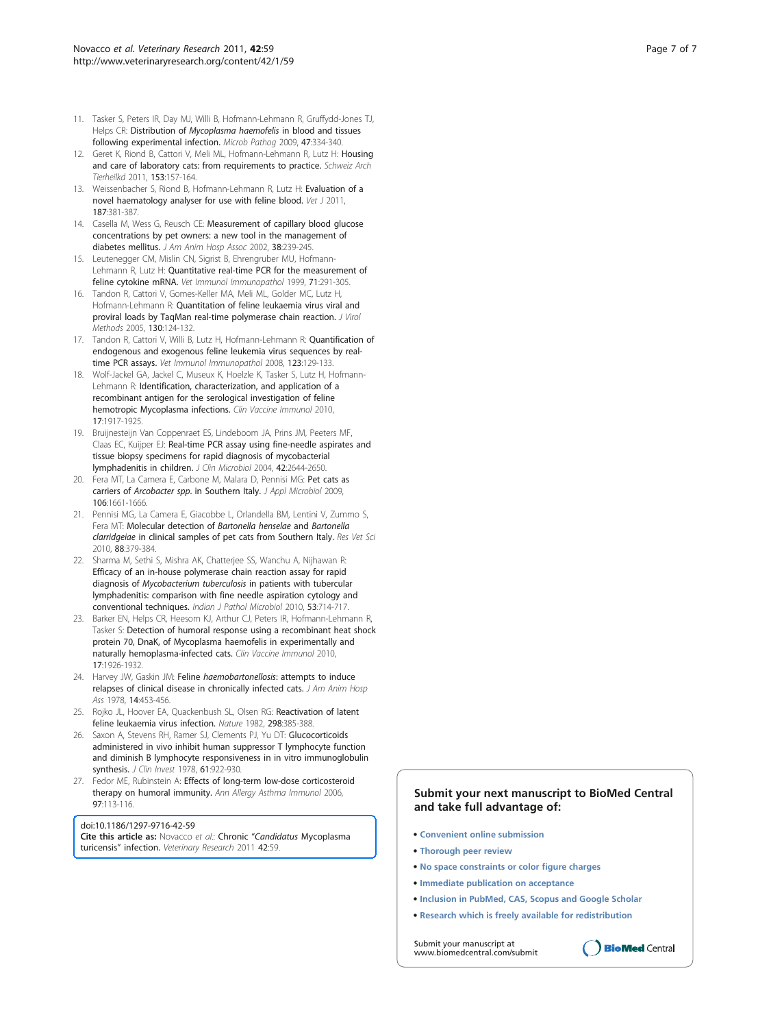11. Tasker S, Peters IR, Day MJ, Willi B, Hofmann-Lehmann R, Gruffydd-Jones TJ, Helps CR: Distribution of *Mycoplasma haemofelis* in blood and tissues following experimental infection. *Microb Pathog* 2009, **47**:334-340.
12. Geret K, Riond B, Cattori V, Meli ML, Hofmann-Lehmann R, Lutz H: Housing and care of laboratory cats: from requirements to practice. *Schweiz Arch Tierheilkd* 2011, **153**:157-164.
13. Weissenbacher S, Riond B, Hofmann-Lehmann R, Lutz H: Evaluation of a novel haematology analyser for use with feline blood. *Vet J* 2011, **187**:381-387.
14. Casella M, Wess G, Reusch CE: Measurement of capillary blood glucose concentrations by pet owners: a new tool in the management of diabetes mellitus. *J Am Anim Hosp Assoc* 2002, **38**:239-245.
15. Leutenegger CM, Mislin CN, Sigrist B, Ehrengruber MU, Hofmann-Lehmann R, Lutz H: Quantitative real-time PCR for the measurement of feline cytokine mRNA. *Vet Immunol Immunopathol* 1999, **71**:291-305.
16. Tandon R, Cattori V, Gomes-Keller MA, Meli ML, Golder MC, Lutz H, Hofmann-Lehmann R: Quantitation of feline leukaemia virus viral and proviral loads by TaqMan real-time polymerase chain reaction. *J Virol Methods* 2005, **130**:124-132.
17. Tandon R, Cattori V, Willi B, Lutz H, Hofmann-Lehmann R: Quantification of endogenous and exogenous feline leukemia virus sequences by real-time PCR assays. *Vet Immunol Immunopathol* 2008, **123**:129-133.
18. Wolf-Jackel GA, Jackel C, Museux K, Hoelzle K, Tasker S, Lutz H, Hofmann-Lehmann R: Identification, characterization, and application of a recombinant antigen for the serological investigation of feline hemotropic Mycoplasma infections. *Clin Vaccine Immunol* 2010, **17**:1917-1925.
19. Bruijnesteijn Van Coppenraet ES, Lindeboom JA, Prins JM, Peeters MF, Claas EC, Kuijper EJ: Real-time PCR assay using fine-needle aspirates and tissue biopsy specimens for rapid diagnosis of mycobacterial lymphadenitis in children. *J Clin Microbiol* 2004, **42**:2644-2650.
20. Fera MT, La Camera E, Carbone M, Malara D, Pennisi MG: Pet cats as carriers of *Arcobacter spp*. in Southern Italy. *J Appl Microbiol* 2009, **106**:1661-1666.
21. Pennisi MG, La Camera E, Giacobbe L, Orlandella BM, Lentini V, Zummo S, Fera MT: Molecular detection of *Bartonella henselae* and *Bartonella clarridgeiae* in clinical samples of pet cats from Southern Italy. *Res Vet Sci* 2010, **88**:379-384.
22. Sharma M, Sethi S, Mishra AK, Chatterjee SS, Wanchu A, Nijhawan R: Efficacy of an in-house polymerase chain reaction assay for rapid diagnosis of *Mycobacterium tuberculosis* in patients with tubercular lymphadenitis: comparison with fine needle aspiration cytology and conventional techniques. *Indian J Pathol Microbiol* 2010, **53**:714-717.
23. Barker EN, Helps CR, Heesom KJ, Arthur CJ, Peters IR, Hofmann-Lehmann R, Tasker S: Detection of humoral response using a recombinant heat shock protein 70, DnaK, of Mycoplasma haemofelis in experimentally and naturally hemoplasma-infected cats. *Clin Vaccine Immunol* 2010, **17**:1926-1932.
24. Harvey JW, Gaskin JM: Feline *haemobartonellosis*: attempts to induce relapses of clinical disease in chronically infected cats. *J Am Anim Hosp Ass* 1978, **14**:453-456.
25. Rojko JL, Hoover EA, Quackenbush SL, Olsen RG: Reactivation of latent feline leukaemia virus infection. *Nature* 1982, **298**:385-388.
26. Saxon A, Stevens RH, Ramer SJ, Clements PJ, Yu DT: Glucocorticoids administered in vivo inhibit human suppressor T lymphocyte function and diminish B lymphocyte responsiveness in in vitro immunoglobulin synthesis. *J Clin Invest* 1978, **61**:922-930.
27. Fedor ME, Rubinstein A: Effects of long-term low-dose corticosteroid therapy on humoral immunity. *Ann Allergy Asthma Immunol* 2006, **97**:113-116.

doi:10.1186/1297-9716-42-59
**Cite this article as:** Novacco *et al.*: Chronic "*Candidatus* Mycoplasma turicensis" infection. *Veterinary Research* 2011 **42**:59.

**Submit your next manuscript to BioMed Central and take full advantage of:**

- Convenient online submission
- Thorough peer review
- No space constraints or color figure charges
- Immediate publication on acceptance
- Inclusion in PubMed, CAS, Scopus and Google Scholar
- Research which is freely available for redistribution

Submit your manuscript at
www.biomedcentral.com/submit

BioMed Central